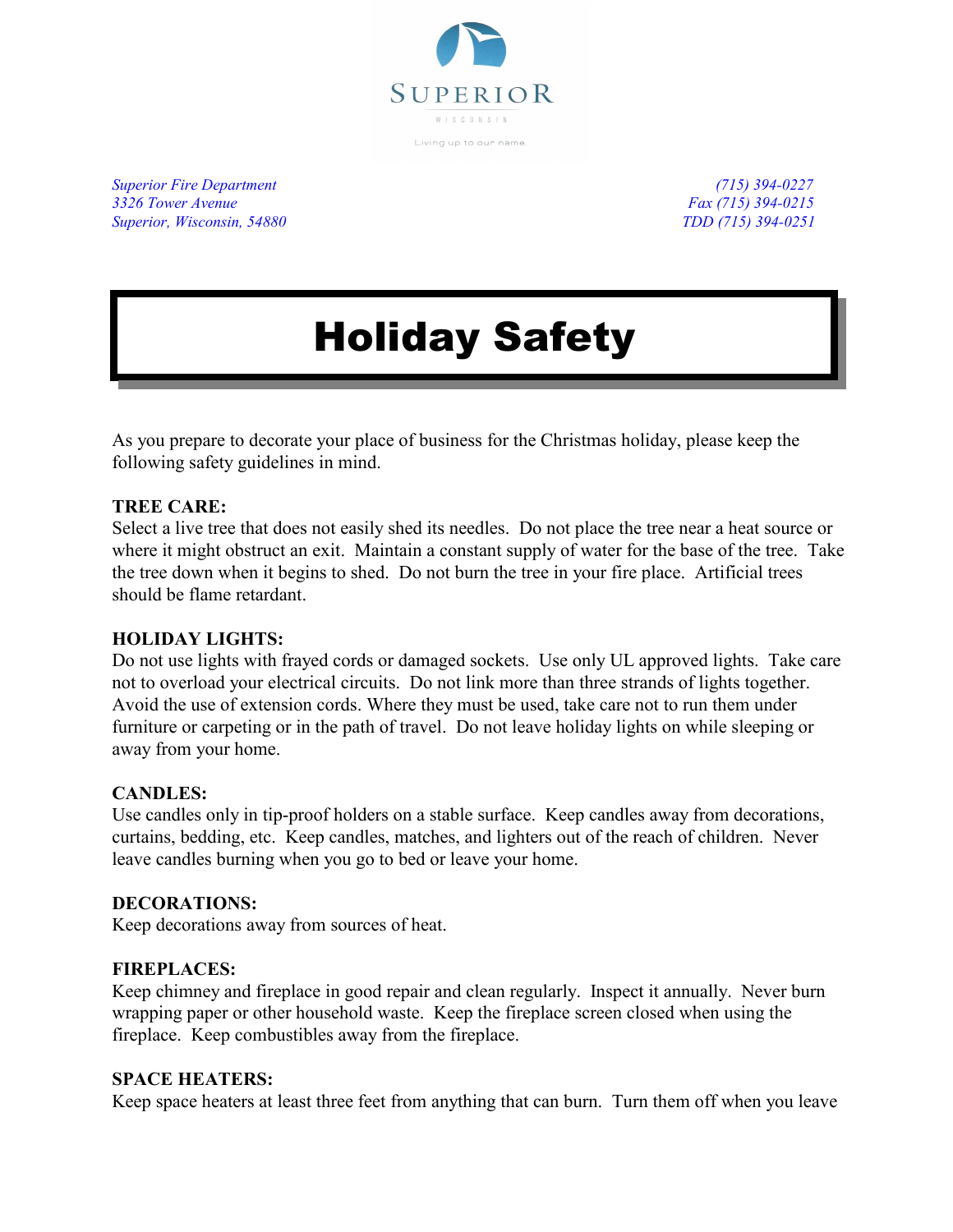SUPERIOR

WISCONSIN

Living up to our name.

*Superior Fire Department*
*3326 Tower Avenue*
*Superior, Wisconsin, 54880*

*(715) 394-0227*
*Fax (715) 394-0215*
*TDD (715) 394-0251*

# Holiday Safety

As you prepare to decorate your place of business for the Christmas holiday, please keep the following safety guidelines in mind.

**TREE CARE:**
Select a live tree that does not easily shed its needles. Do not place the tree near a heat source or where it might obstruct an exit. Maintain a constant supply of water for the base of the tree. Take the tree down when it begins to shed. Do not burn the tree in your fire place. Artificial trees should be flame retardant.

**HOLIDAY LIGHTS:**
Do not use lights with frayed cords or damaged sockets. Use only UL approved lights. Take care not to overload your electrical circuits. Do not link more than three strands of lights together. Avoid the use of extension cords. Where they must be used, take care not to run them under furniture or carpeting or in the path of travel. Do not leave holiday lights on while sleeping or away from your home.

**CANDLES:**
Use candles only in tip-proof holders on a stable surface. Keep candles away from decorations, curtains, bedding, etc. Keep candles, matches, and lighters out of the reach of children. Never leave candles burning when you go to bed or leave your home.

**DECORATIONS:**
Keep decorations away from sources of heat.

**FIREPLACES:**
Keep chimney and fireplace in good repair and clean regularly. Inspect it annually. Never burn wrapping paper or other household waste. Keep the fireplace screen closed when using the fireplace. Keep combustibles away from the fireplace.

**SPACE HEATERS:**
Keep space heaters at least three feet from anything that can burn. Turn them off when you leave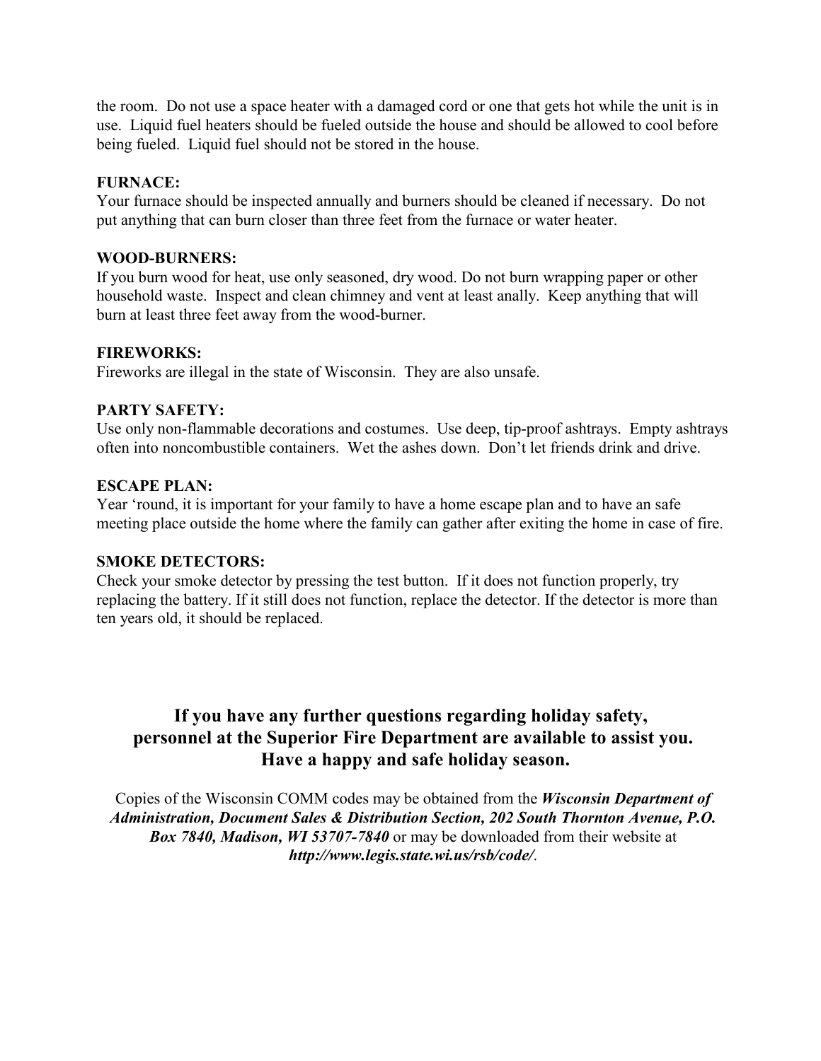the room. Do not use a space heater with a damaged cord or one that gets hot while the unit is in use. Liquid fuel heaters should be fueled outside the house and should be allowed to cool before being fueled. Liquid fuel should not be stored in the house.

**FURNACE:**
Your furnace should be inspected annually and burners should be cleaned if necessary. Do not put anything that can burn closer than three feet from the furnace or water heater.

**WOOD-BURNERS:**
If you burn wood for heat, use only seasoned, dry wood. Do not burn wrapping paper or other household waste. Inspect and clean chimney and vent at least anally. Keep anything that will burn at least three feet away from the wood-burner.

**FIREWORKS:**
Fireworks are illegal in the state of Wisconsin. They are also unsafe.

**PARTY SAFETY:**
Use only non-flammable decorations and costumes. Use deep, tip-proof ashtrays. Empty ashtrays often into noncombustible containers. Wet the ashes down. Don't let friends drink and drive.

**ESCAPE PLAN:**
Year 'round, it is important for your family to have a home escape plan and to have an safe meeting place outside the home where the family can gather after exiting the home in case of fire.

**SMOKE DETECTORS:**
Check your smoke detector by pressing the test button. If it does not function properly, try replacing the battery. If it still does not function, replace the detector. If the detector is more than ten years old, it should be replaced.

**If you have any further questions regarding holiday safety, personnel at the Superior Fire Department are available to assist you. Have a happy and safe holiday season.**

Copies of the Wisconsin COMM codes may be obtained from the ***Wisconsin Department of Administration, Document Sales & Distribution Section, 202 South Thornton Avenue, P.O. Box 7840, Madison, WI 53707-7840*** or may be downloaded from their website at ***http://www.legis.state.wi.us/rsb/code/***.